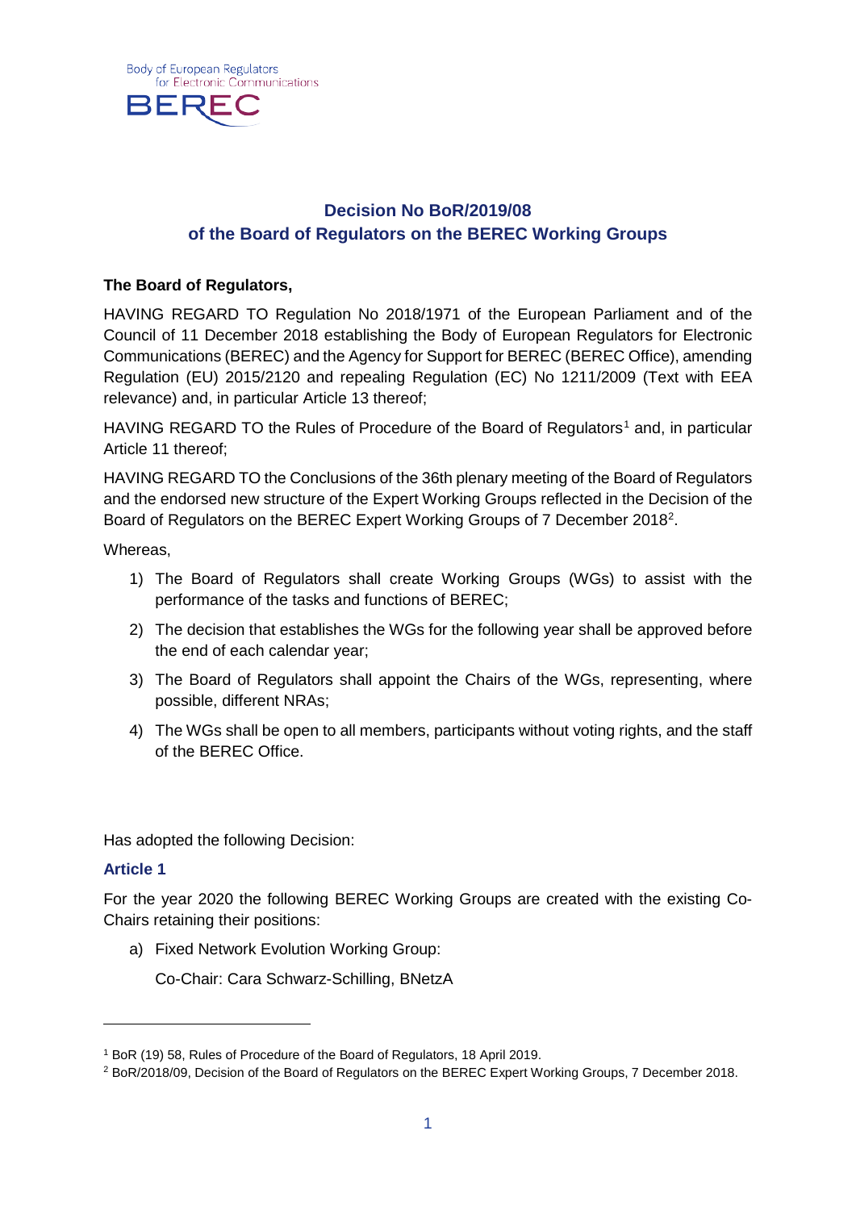Body of European Regulators for Electronic Communications

BEREC

## Decision No BoR/2019/08 of the Board of Regulators on the BEREC Working Groups

**The Board of Regulators,**

HAVING REGARD TO Regulation No 2018/1971 of the European Parliament and of the Council of 11 December 2018 establishing the Body of European Regulators for Electronic Communications (BEREC) and the Agency for Support for BEREC (BEREC Office), amending Regulation (EU) 2015/2120 and repealing Regulation (EC) No 1211/2009 (Text with EEA relevance) and, in particular Article 13 thereof;

HAVING REGARD TO the Rules of Procedure of the Board of Regulators[1] and, in particular Article 11 thereof;

HAVING REGARD TO the Conclusions of the 36th plenary meeting of the Board of Regulators and the endorsed new structure of the Expert Working Groups reflected in the Decision of the Board of Regulators on the BEREC Expert Working Groups of 7 December 2018[2].

Whereas,

1) The Board of Regulators shall create Working Groups (WGs) to assist with the performance of the tasks and functions of BEREC;
2) The decision that establishes the WGs for the following year shall be approved before the end of each calendar year;
3) The Board of Regulators shall appoint the Chairs of the WGs, representing, where possible, different NRAs;
4) The WGs shall be open to all members, participants without voting rights, and the staff of the BEREC Office.

Has adopted the following Decision:

### Article 1

For the year 2020 the following BEREC Working Groups are created with the existing Co-Chairs retaining their positions:

a) Fixed Network Evolution Working Group:

   Co-Chair: Cara Schwarz-Schilling, BNetzA

---

[1] BoR (19) 58, Rules of Procedure of the Board of Regulators, 18 April 2019.

[2] BoR/2018/09, Decision of the Board of Regulators on the BEREC Expert Working Groups, 7 December 2018.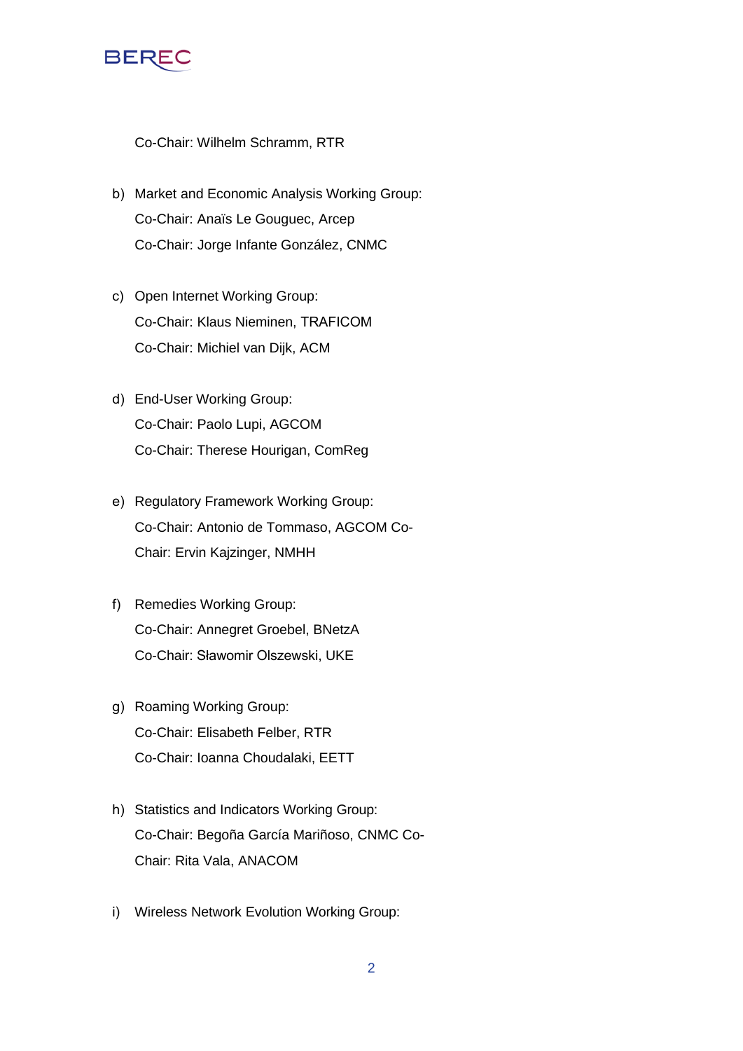Co-Chair: Wilhelm Schramm, RTR

b) Market and Economic Analysis Working Group:
   Co-Chair: Anaïs Le Gouguec, Arcep
   Co-Chair: Jorge Infante González, CNMC

c) Open Internet Working Group:
   Co-Chair: Klaus Nieminen, TRAFICOM
   Co-Chair: Michiel van Dijk, ACM

d) End-User Working Group:
   Co-Chair: Paolo Lupi, AGCOM
   Co-Chair: Therese Hourigan, ComReg

e) Regulatory Framework Working Group:
   Co-Chair: Antonio de Tommaso, AGCOM Co-Chair: Ervin Kajzinger, NMHH

f) Remedies Working Group:
   Co-Chair: Annegret Groebel, BNetzA
   Co-Chair: Sławomir Olszewski, UKE

g) Roaming Working Group:
   Co-Chair: Elisabeth Felber, RTR
   Co-Chair: Ioanna Choudalaki, EETT

h) Statistics and Indicators Working Group:
   Co-Chair: Begoña García Mariñoso, CNMC Co-Chair: Rita Vala, ANACOM

i) Wireless Network Evolution Working Group: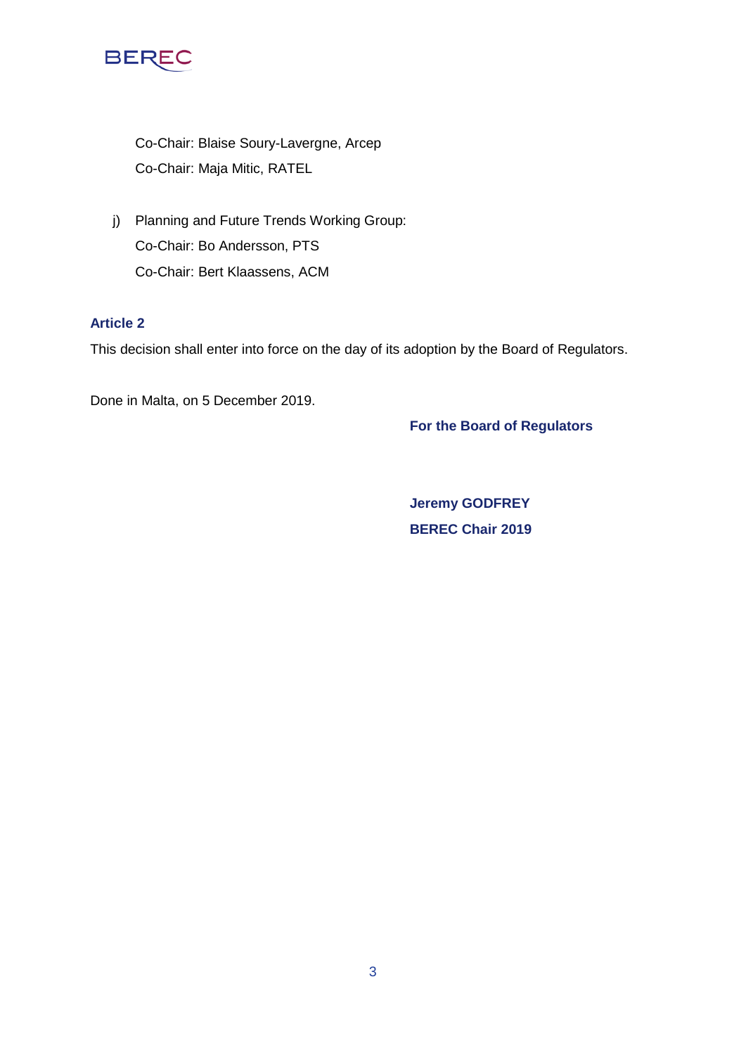Co-Chair: Blaise Soury-Lavergne, Arcep

Co-Chair: Maja Mitic, RATEL

j) Planning and Future Trends Working Group:

Co-Chair: Bo Andersson, PTS

Co-Chair: Bert Klaassens, ACM

### Article 2

This decision shall enter into force on the day of its adoption by the Board of Regulators.

Done in Malta, on 5 December 2019.

**For the Board of Regulators**

**Jeremy GODFREY**

**BEREC Chair 2019**